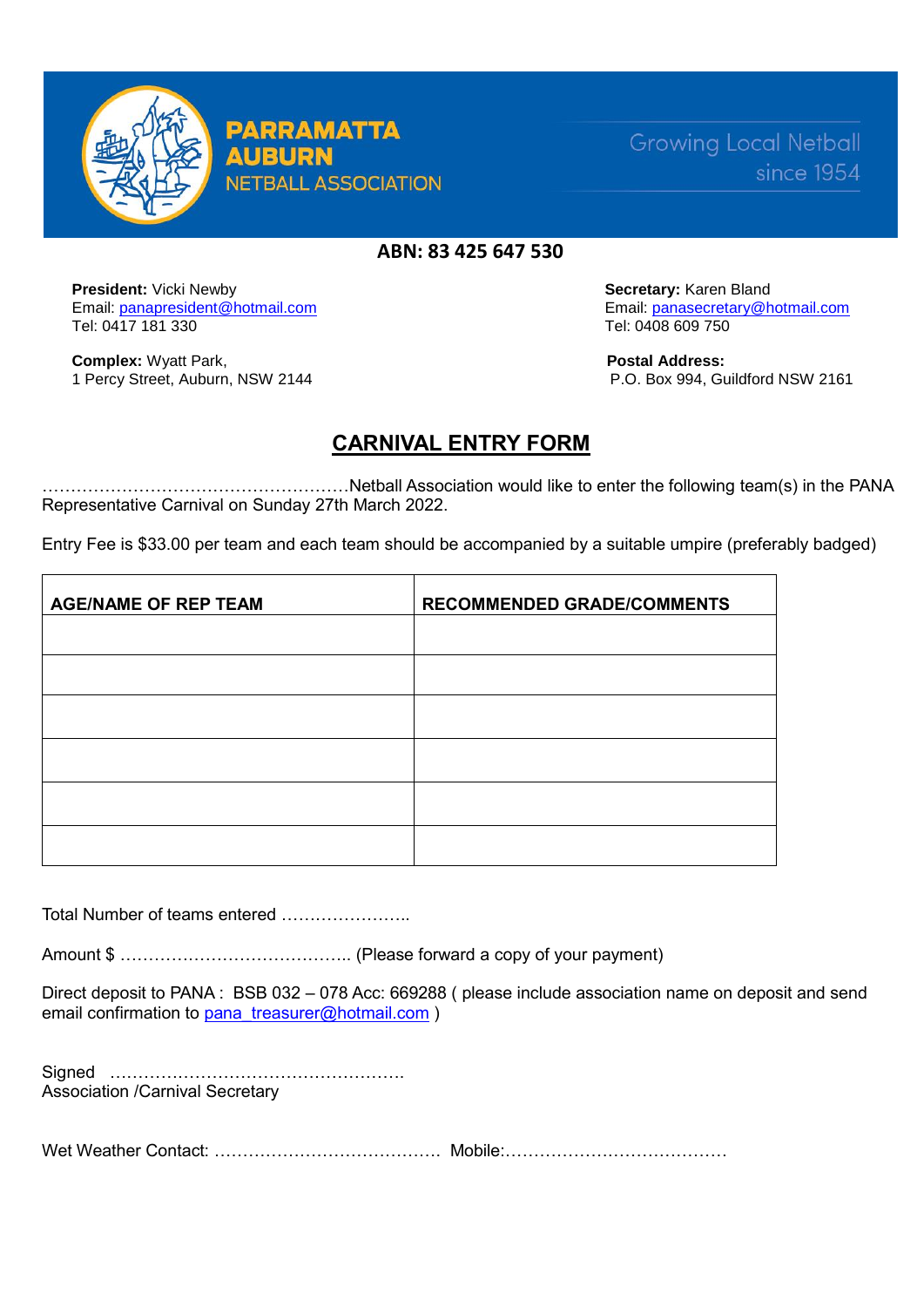**PARRAMATTA AUBURN**
NETBALL ASSOCIATION

Growing Local Netball since 1954

**ABN: 83 425 647 530**

**President:** Vicki Newby
Email: panapresident@hotmail.com
Tel: 0417 181 330

**Secretary:** Karen Bland
Email: panasecretary@hotmail.com
Tel: 0408 609 750

**Complex:** Wyatt Park,
1 Percy Street, Auburn, NSW 2144

**Postal Address:**
P.O. Box 994, Guildford NSW 2161

# CARNIVAL ENTRY FORM

……………………………………………….Netball Association would like to enter the following team(s) in the PANA Representative Carnival on Sunday 27th March 2022.

Entry Fee is $33.00 per team and each team should be accompanied by a suitable umpire (preferably badged)

| AGE/NAME OF REP TEAM | RECOMMENDED GRADE/COMMENTS |
|---|---|
| | |
| | |
| | |
| | |
| | |
| | |

Total Number of teams entered …………………..

Amount $ ………………………………….. (Please forward a copy of your payment)

Direct deposit to PANA : BSB 032 – 078 Acc: 669288 ( please include association name on deposit and send email confirmation to pana_treasurer@hotmail.com )

Signed …………………………………………….
Association /Carnival Secretary

Wet Weather Contact: …………………………………. Mobile:…………………………………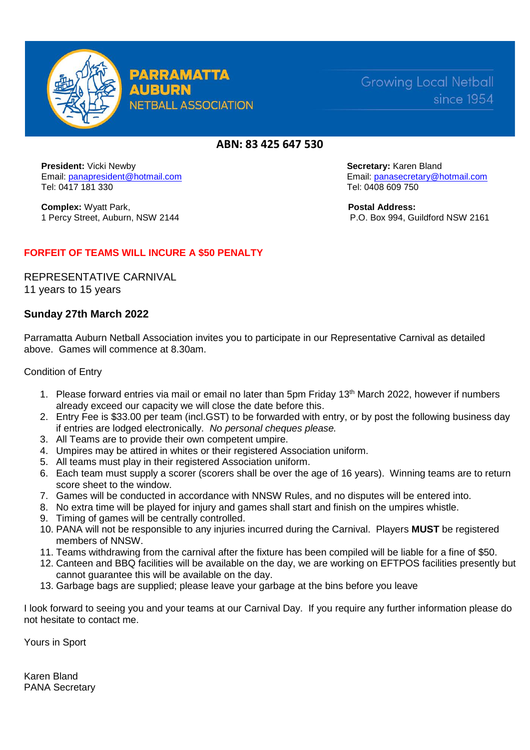**PARRAMATTA AUBURN**
NETBALL ASSOCIATION

Growing Local Netball
since 1954

**ABN: 83 425 647 530**

**President:** Vicki Newby
Email: panapresident@hotmail.com
Tel: 0417 181 330

**Complex:** Wyatt Park,
1 Percy Street, Auburn, NSW 2144

**Secretary:** Karen Bland
Email: panasecretary@hotmail.com
Tel: 0408 609 750

**Postal Address:**
P.O. Box 994, Guildford NSW 2161

**FORFEIT OF TEAMS WILL INCURE A $50 PENALTY**

REPRESENTATIVE CARNIVAL
11 years to 15 years

**Sunday 27th March 2022**

Parramatta Auburn Netball Association invites you to participate in our Representative Carnival as detailed above. Games will commence at 8.30am.

Condition of Entry

1. Please forward entries via mail or email no later than 5pm Friday 13th March 2022, however if numbers already exceed our capacity we will close the date before this.
2. Entry Fee is $33.00 per team (incl.GST) to be forwarded with entry, or by post the following business day if entries are lodged electronically. *No personal cheques please.*
3. All Teams are to provide their own competent umpire.
4. Umpires may be attired in whites or their registered Association uniform.
5. All teams must play in their registered Association uniform.
6. Each team must supply a scorer (scorers shall be over the age of 16 years). Winning teams are to return score sheet to the window.
7. Games will be conducted in accordance with NNSW Rules, and no disputes will be entered into.
8. No extra time will be played for injury and games shall start and finish on the umpires whistle.
9. Timing of games will be centrally controlled.
10. PANA will not be responsible to any injuries incurred during the Carnival. Players **MUST** be registered members of NNSW.
11. Teams withdrawing from the carnival after the fixture has been compiled will be liable for a fine of $50.
12. Canteen and BBQ facilities will be available on the day, we are working on EFTPOS facilities presently but cannot guarantee this will be available on the day.
13. Garbage bags are supplied; please leave your garbage at the bins before you leave

I look forward to seeing you and your teams at our Carnival Day. If you require any further information please do not hesitate to contact me.

Yours in Sport

Karen Bland
PANA Secretary